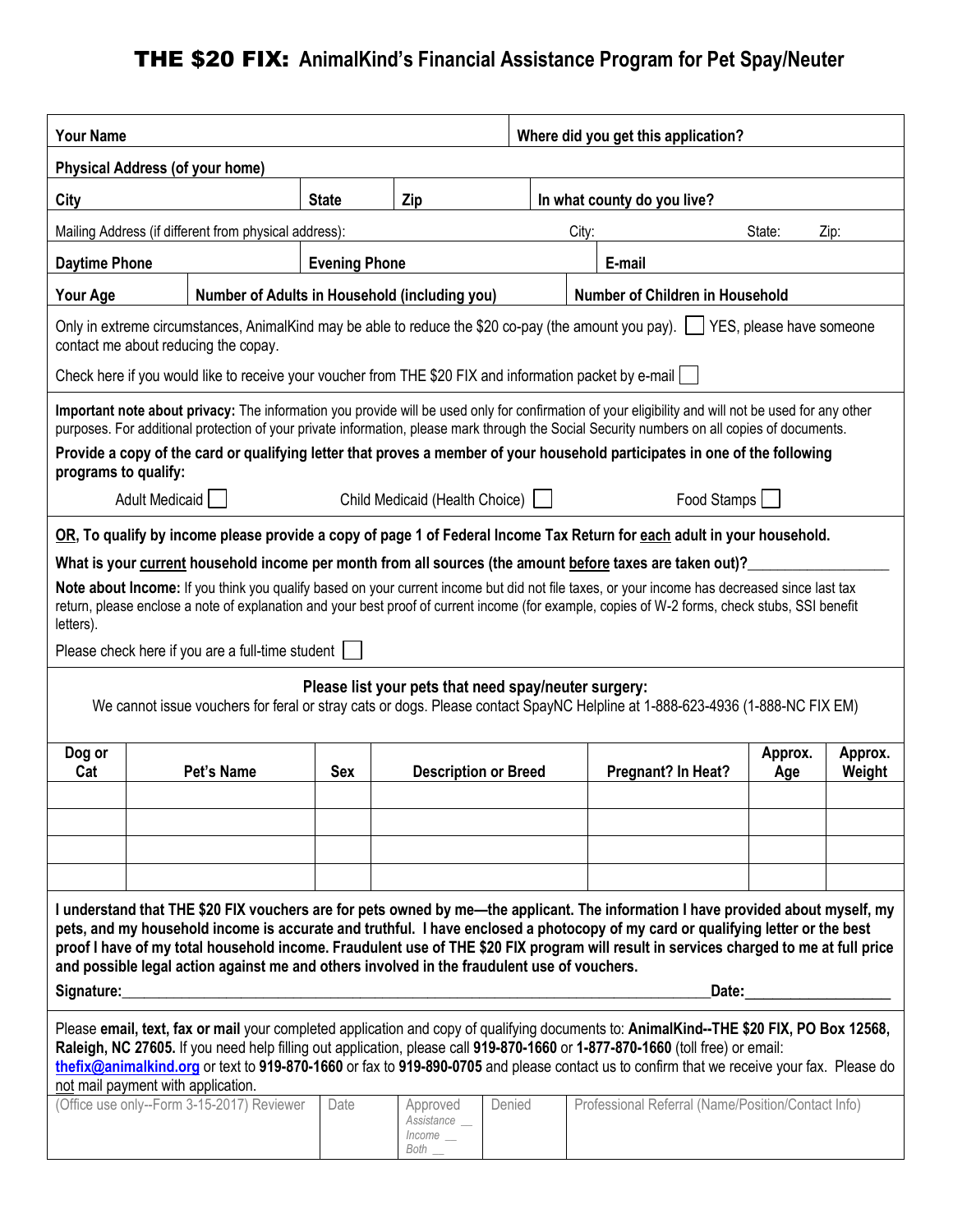# THE $20 FIX: AnimalKind's Financial Assistance Program for Pet Spay/Neuter

| **Your Name** | | | **Where did you get this application?** |
|---|---|---|---|
| **Physical Address (of your home)** | | | |
| **City** | **State** | **Zip** | **In what county do you live?** |

Mailing Address (if different from physical address): City: State: Zip:

| **Daytime Phone** | **Evening Phone** | **E-mail** |
|---|---|---|
| **Your Age** | **Number of Adults in Household (including you)** | **Number of Children in Household** |

Only in extreme circumstances, AnimalKind may be able to reduce the $20 co-pay (the amount you pay). ☐ YES, please have someone contact me about reducing the copay.

Check here if you would like to receive your voucher from THE $20 FIX and information packet by e-mail ☐

**Important note about privacy:** The information you provide will be used only for confirmation of your eligibility and will not be used for any other purposes. For additional protection of your private information, please mark through the Social Security numbers on all copies of documents.

**Provide a copy of the card or qualifying letter that proves a member of your household participates in one of the following programs to qualify:**

Adult Medicaid ☐ Child Medicaid (Health Choice) ☐ Food Stamps ☐

**OR, To qualify by income please provide a copy of page 1 of Federal Income Tax Return for each adult in your household.**

**What is your current household income per month from all sources (the amount before taxes are taken out)?__________________**

**Note about Income:** If you think you qualify based on your current income but did not file taxes, or your income has decreased since last tax return, please enclose a note of explanation and your best proof of current income (for example, copies of W-2 forms, check stubs, SSI benefit letters).

Please check here if you are a full-time student ☐

**Please list your pets that need spay/neuter surgery:**

We cannot issue vouchers for feral or stray cats or dogs. Please contact SpayNC Helpline at 1-888-623-4936 (1-888-NC FIX EM)

| Dog or Cat | Pet's Name | Sex | Description or Breed | Pregnant? In Heat? | Approx. Age | Approx. Weight |
|---|---|---|---|---|---|---|
| | | | | | | |
| | | | | | | |
| | | | | | | |
| | | | | | | |

**I understand that THE $20 FIX vouchers are for pets owned by me—the applicant. The information I have provided about myself, my pets, and my household income is accurate and truthful. I have enclosed a photocopy of my card or qualifying letter or the best proof I have of my total household income. Fraudulent use of THE $20 FIX program will result in services charged to me at full price and possible legal action against me and others involved in the fraudulent use of vouchers.**

**Signature:**________________________________________________________________**Date:**__________________

Please **email, text, fax or mail** your completed application and copy of qualifying documents to: **AnimalKind--THE $20 FIX, PO Box 12568, Raleigh, NC 27605.** If you need help filling out application, please call **919-870-1660** or **1-877-870-1660** (toll free) or email: thefix@animalkind.org or text to **919-870-1660** or fax to **919-890-0705** and please contact us to confirm that we receive your fax. Please do not mail payment with application.

| (Office use only--Form 3-15-2017) Reviewer | Date | Approved *Assistance __* *Income __* *Both __* | Denied | Professional Referral (Name/Position/Contact Info) |
|---|---|---|---|---|
| | | | | |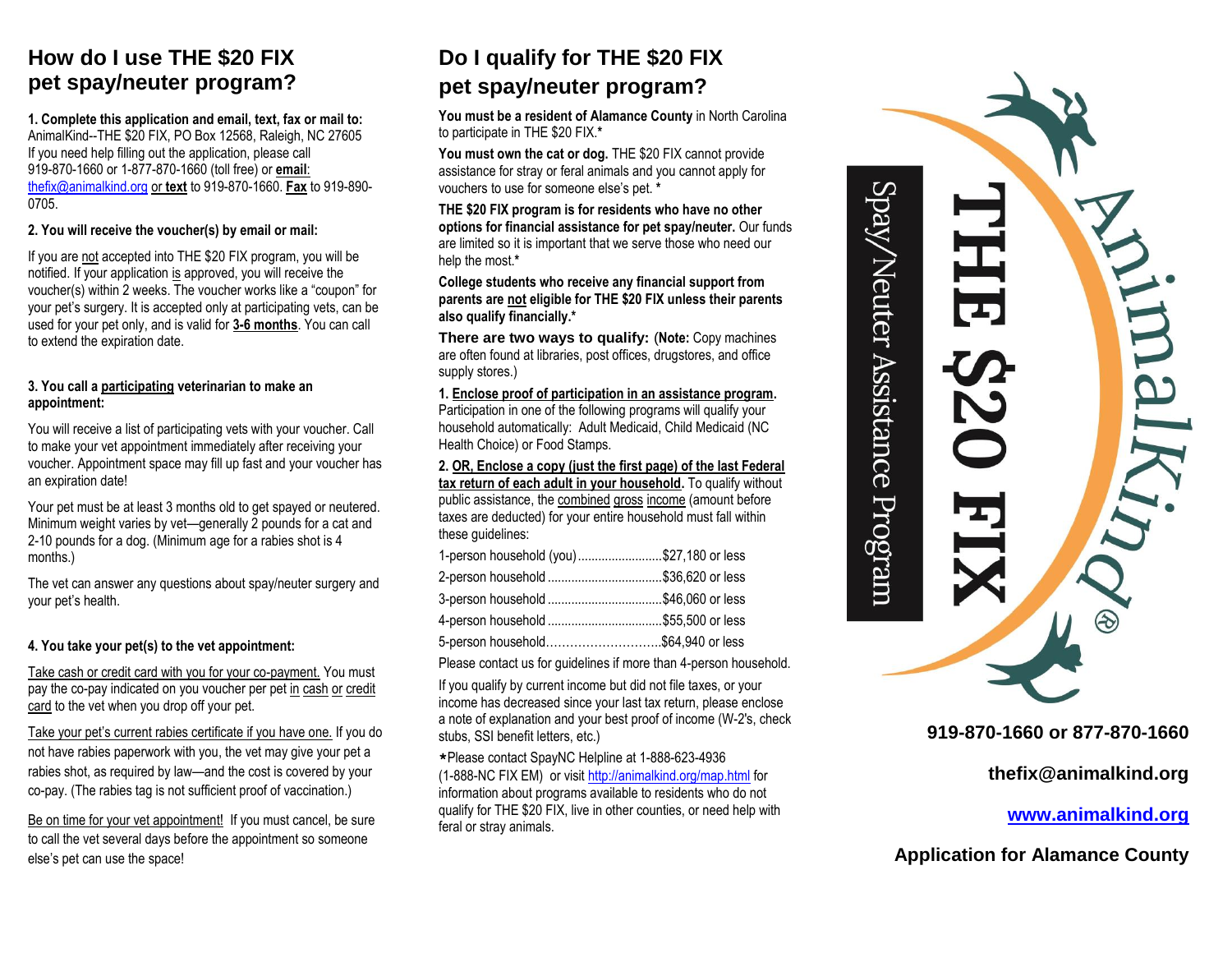## How do I use THE $20 FIX pet spay/neuter program?

**1. Complete this application and email, text, fax or mail to:**
AnimalKind--THE $20 FIX, PO Box 12568, Raleigh, NC 27605
If you need help filling out the application, please call 919-870-1660 or 1-877-870-1660 (toll free) or **email**: thefix@animalkind.org or **text** to 919-870-1660. **Fax** to 919-890-0705.

**2. You will receive the voucher(s) by email or mail:**

If you are not accepted into THE $20 FIX program, you will be notified. If your application is approved, you will receive the voucher(s) within 2 weeks. The voucher works like a "coupon" for your pet's surgery. It is accepted only at participating vets, can be used for your pet only, and is valid for **3-6 months**. You can call to extend the expiration date.

**3. You call a participating veterinarian to make an appointment:**

You will receive a list of participating vets with your voucher. Call to make your vet appointment immediately after receiving your voucher. Appointment space may fill up fast and your voucher has an expiration date!

Your pet must be at least 3 months old to get spayed or neutered. Minimum weight varies by vet—generally 2 pounds for a cat and 2-10 pounds for a dog. (Minimum age for a rabies shot is 4 months.)

The vet can answer any questions about spay/neuter surgery and your pet's health.

**4. You take your pet(s) to the vet appointment:**

Take cash or credit card with you for your co-payment. You must pay the co-pay indicated on you voucher per pet in cash or credit card to the vet when you drop off your pet.

Take your pet's current rabies certificate if you have one. If you do not have rabies paperwork with you, the vet may give your pet a rabies shot, as required by law—and the cost is covered by your co-pay. (The rabies tag is not sufficient proof of vaccination.)

Be on time for your vet appointment! If you must cancel, be sure to call the vet several days before the appointment so someone else's pet can use the space!

## Do I qualify for THE $20 FIX pet spay/neuter program?

**You must be a resident of Alamance County** in North Carolina to participate in THE $20 FIX.*

**You must own the cat or dog.** THE $20 FIX cannot provide assistance for stray or feral animals and you cannot apply for vouchers to use for someone else's pet. *

**THE $20 FIX program is for residents who have no other options for financial assistance for pet spay/neuter.** Our funds are limited so it is important that we serve those who need our help the most.*

**College students who receive any financial support from parents are not eligible for THE $20 FIX unless their parents also qualify financially.***

**There are two ways to qualify:** (**Note:** Copy machines are often found at libraries, post offices, drugstores, and office supply stores.)

**1. Enclose proof of participation in an assistance program.** Participation in one of the following programs will qualify your household automatically: Adult Medicaid, Child Medicaid (NC Health Choice) or Food Stamps.

**2. OR, Enclose a copy (just the first page) of the last Federal tax return of each adult in your household.** To qualify without public assistance, the combined gross income (amount before taxes are deducted) for your entire household must fall within these guidelines:

1-person household (you)........................$27,180 or less
2-person household ................................$36,620 or less
3-person household ................................$46,060 or less
4-person household ................................$55,500 or less
5-person household...............................$64,940 or less

Please contact us for guidelines if more than 4-person household.

If you qualify by current income but did not file taxes, or your income has decreased since your last tax return, please enclose a note of explanation and your best proof of income (W-2's, check stubs, SSI benefit letters, etc.)

*Please contact SpayNC Helpline at 1-888-623-4936 (1-888-NC FIX EM) or visit http://animalkind.org/map.html for information about programs available to residents who do not qualify for THE $20 FIX, live in other counties, or need help with feral or stray animals.

# THE $20 FIX

Spay/Neuter Assistance Program

AnimalKind®

**919-870-1660 or 877-870-1660**

**thefix@animalkind.org**

**www.animalkind.org**

**Application for Alamance County**